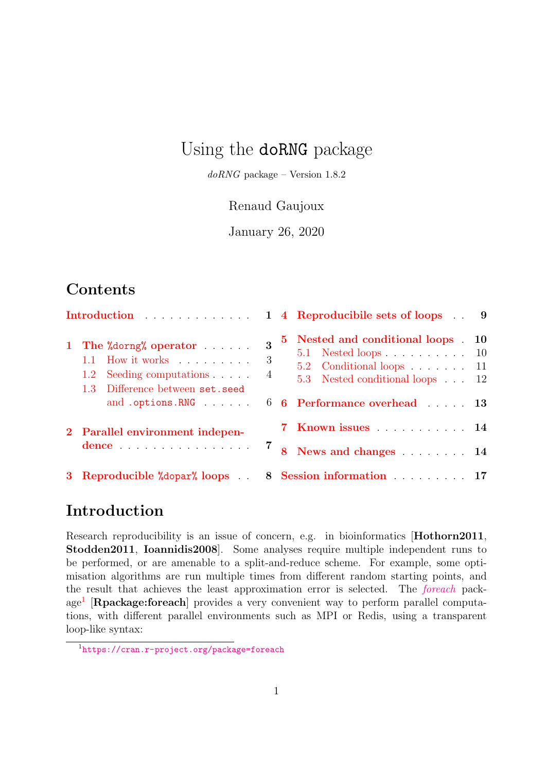# Using the doRNG package

*doRNG* package – Version 1.8.2

Renaud Gaujoux

January 26, 2020

## Contents

- Introduction . . . 1
- 1 The %dorng% operator . . . 3
  - 1.1 How it works . . . 3
  - 1.2 Seeding computations . . . 4
  - 1.3 Difference between set.seed and .options.RNG . . . 6
- 2 Parallel environment independence . . . 7
- 3 Reproducible %dopar% loops . . . 8
- 4 Reproducibile sets of loops . . . 9
- 5 Nested and conditional loops . . . 10
  - 5.1 Nested loops . . . 10
  - 5.2 Conditional loops . . . 11
  - 5.3 Nested conditional loops . . . 12
- 6 Performance overhead . . . 13
- 7 Known issues . . . 14
- 8 News and changes . . . 14
- Session information . . . 17

## Introduction

Research reproducibility is an issue of concern, e.g. in bioinformatics [**Hothorn2011**, **Stodden2011**, **Ioannidis2008**]. Some analyses require multiple independent runs to be performed, or are amenable to a split-and-reduce scheme. For example, some optimisation algorithms are run multiple times from different random starting points, and the result that achieves the least approximation error is selected. The *foreach* package[1] [**Rpackage:foreach**] provides a very convenient way to perform parallel computations, with different parallel environments such as MPI or Redis, using a transparent loop-like syntax:

[1] https://cran.r-project.org/package=foreach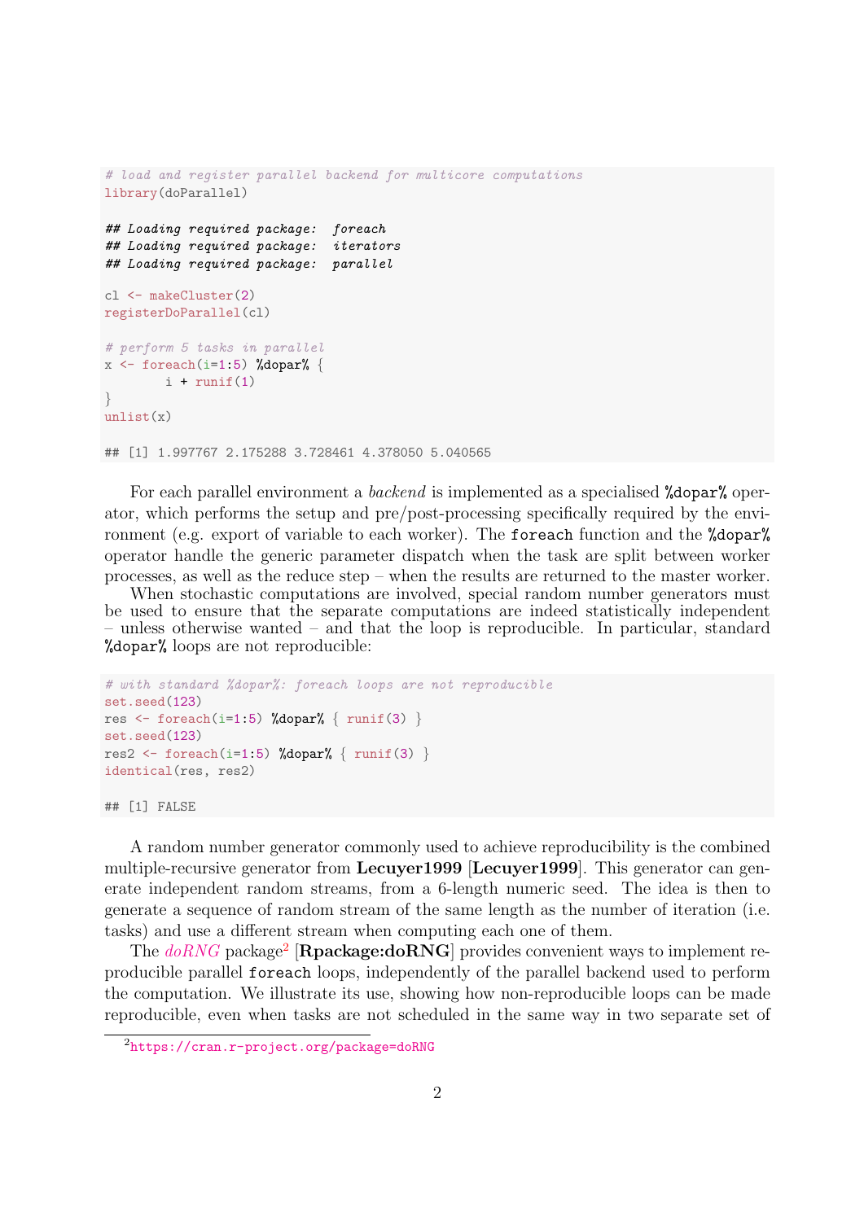```r
# load and register parallel backend for multicore computations
library(doParallel)

## Loading required package:  foreach
## Loading required package:  iterators
## Loading required package:  parallel

cl <- makeCluster(2)
registerDoParallel(cl)

# perform 5 tasks in parallel
x <- foreach(i=1:5) %dopar% {
        i + runif(1)
}
unlist(x)

## [1] 1.997767 2.175288 3.728461 4.378050 5.040565
```

For each parallel environment a *backend* is implemented as a specialised `%dopar%` operator, which performs the setup and pre/post-processing specifically required by the environment (e.g. export of variable to each worker). The `foreach` function and the `%dopar%` operator handle the generic parameter dispatch when the task are split between worker processes, as well as the reduce step – when the results are returned to the master worker.

When stochastic computations are involved, special random number generators must be used to ensure that the separate computations are indeed statistically independent – unless otherwise wanted – and that the loop is reproducible. In particular, standard `%dopar%` loops are not reproducible:

```r
# with standard %dopar%: foreach loops are not reproducible
set.seed(123)
res <- foreach(i=1:5) %dopar% { runif(3) }
set.seed(123)
res2 <- foreach(i=1:5) %dopar% { runif(3) }
identical(res, res2)

## [1] FALSE
```

A random number generator commonly used to achieve reproducibility is the combined multiple-recursive generator from **Lecuyer1999** [**Lecuyer1999**]. This generator can generate independent random streams, from a 6-length numeric seed. The idea is then to generate a sequence of random stream of the same length as the number of iteration (i.e. tasks) and use a different stream when computing each one of them.

The *doRNG* package[2] [**Rpackage:doRNG**] provides convenient ways to implement reproducible parallel `foreach` loops, independently of the parallel backend used to perform the computation. We illustrate its use, showing how non-reproducible loops can be made reproducible, even when tasks are not scheduled in the same way in two separate set of

[2] https://cran.r-project.org/package=doRNG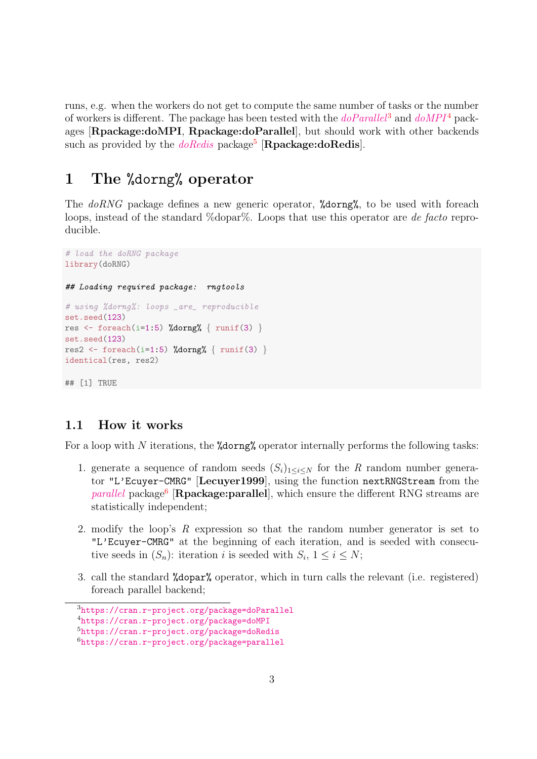runs, e.g. when the workers do not get to compute the same number of tasks or the number of workers is different. The package has been tested with the *doParallel*[3] and *doMPI*[4] packages [**Rpackage:doMPI**, **Rpackage:doParallel**], but should work with other backends such as provided by the *doRedis* package[5] [**Rpackage:doRedis**].

# 1 The %dorng% operator

The *doRNG* package defines a new generic operator, `%dorng%`, to be used with foreach loops, instead of the standard %dopar%. Loops that use this operator are *de facto* reproducible.

```
# load the doRNG package
library(doRNG)

## Loading required package:  rngtools

# using %dorng%: loops _are_ reproducible
set.seed(123)
res <- foreach(i=1:5) %dorng% { runif(3) }
set.seed(123)
res2 <- foreach(i=1:5) %dorng% { runif(3) }
identical(res, res2)

## [1] TRUE
```

## 1.1 How it works

For a loop with $N$ iterations, the `%dorng%` operator internally performs the following tasks:

1. generate a sequence of random seeds $(S_i)_{1 \leq i \leq N}$ for the $R$ random number generator `"L'Ecuyer-CMRG"` [**Lecuyer1999**], using the function `nextRNGStream` from the *parallel* package[6] [**Rpackage:parallel**], which ensure the different RNG streams are statistically independent;

2. modify the loop's $R$ expression so that the random number generator is set to `"L'Ecuyer-CMRG"` at the beginning of each iteration, and is seeded with consecutive seeds in $(S_n)$: iteration $i$ is seeded with $S_i$, $1 \leq i \leq N$;

3. call the standard `%dopar%` operator, which in turn calls the relevant (i.e. registered) foreach parallel backend;

[3] https://cran.r-project.org/package=doParallel
[4] https://cran.r-project.org/package=doMPI
[5] https://cran.r-project.org/package=doRedis
[6] https://cran.r-project.org/package=parallel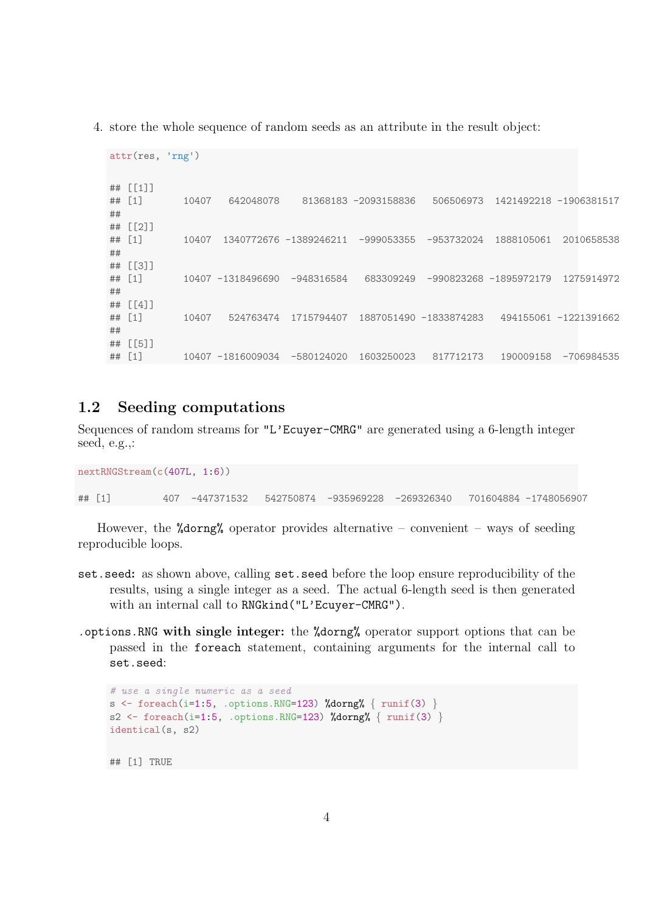4. store the whole sequence of random seeds as an attribute in the result object:

```
attr(res, 'rng')

## [[1]]
## [1]       10407   642048078    81368183 -2093158836   506506973  1421492218 -1906381517
##
## [[2]]
## [1]       10407  1340772676 -1389246211  -999053355  -953732024  1888105061  2010658538
##
## [[3]]
## [1]       10407 -1318496690  -948316584   683309249  -990823268 -1895972179  1275914972
##
## [[4]]
## [1]       10407   524763474  1715794407  1887051490 -1833874283   494155061 -1221391662
##
## [[5]]
## [1]       10407 -1816009034  -580124020  1603250023   817712173   190009158  -706984535
```

## 1.2 Seeding computations

Sequences of random streams for "L'Ecuyer-CMRG" are generated using a 6-length integer seed, e.g.,:

```
nextRNGStream(c(407L, 1:6))

## [1]         407  -447371532   542750874  -935969228  -269326340   701604884 -1748056907
```

However, the %dorng% operator provides alternative – convenient – ways of seeding reproducible loops.

**set.seed:** as shown above, calling set.seed before the loop ensure reproducibility of the results, using a single integer as a seed. The actual 6-length seed is then generated with an internal call to RNGkind("L'Ecuyer-CMRG").

**.options.RNG with single integer:** the %dorng% operator support options that can be passed in the foreach statement, containing arguments for the internal call to set.seed:

```
# use a single numeric as a seed
s <- foreach(i=1:5, .options.RNG=123) %dorng% { runif(3) }
s2 <- foreach(i=1:5, .options.RNG=123) %dorng% { runif(3) }
identical(s, s2)

## [1] TRUE
```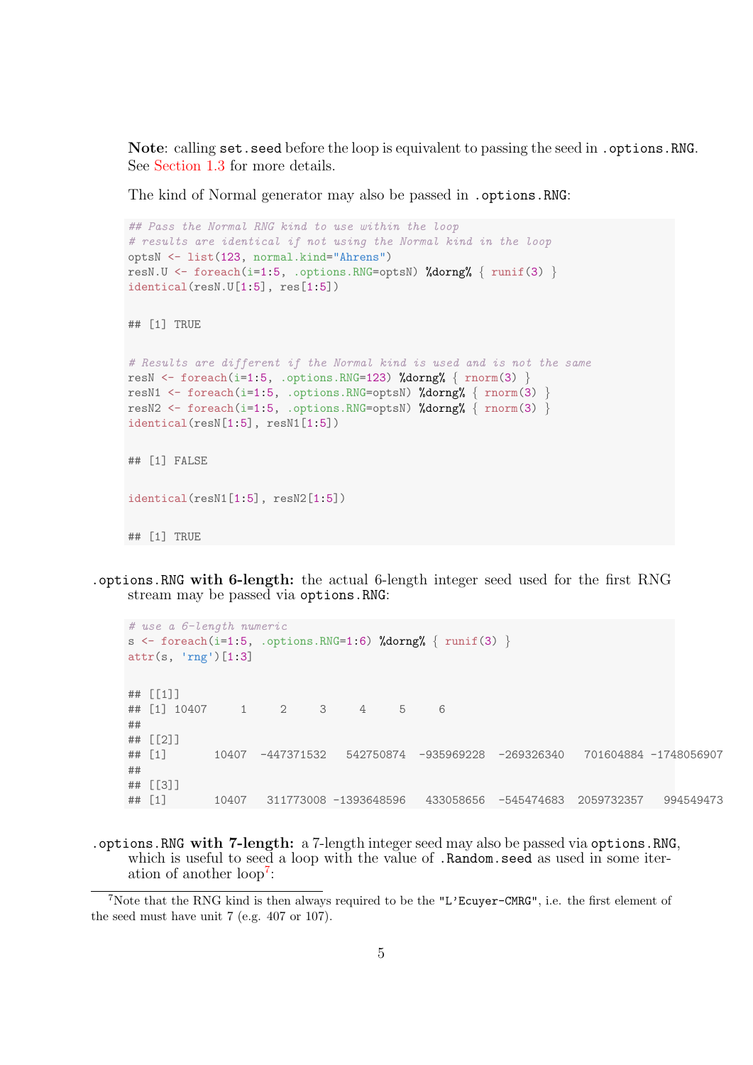**Note**: calling `set.seed` before the loop is equivalent to passing the seed in `.options.RNG`. See Section 1.3 for more details.

The kind of Normal generator may also be passed in `.options.RNG`:

```
## Pass the Normal RNG kind to use within the loop
# results are identical if not using the Normal kind in the loop
optsN <- list(123, normal.kind="Ahrens")
resN.U <- foreach(i=1:5, .options.RNG=optsN) %dorng% { runif(3) }
identical(resN.U[1:5], res[1:5])

## [1] TRUE

# Results are different if the Normal kind is used and is not the same
resN <- foreach(i=1:5, .options.RNG=123) %dorng% { rnorm(3) }
resN1 <- foreach(i=1:5, .options.RNG=optsN) %dorng% { rnorm(3) }
resN2 <- foreach(i=1:5, .options.RNG=optsN) %dorng% { rnorm(3) }
identical(resN[1:5], resN1[1:5])

## [1] FALSE

identical(resN1[1:5], resN2[1:5])

## [1] TRUE
```

**`.options.RNG` with 6-length:** the actual 6-length integer seed used for the first RNG stream may be passed via `options.RNG`:

```
# use a 6-length numeric
s <- foreach(i=1:5, .options.RNG=1:6) %dorng% { runif(3) }
attr(s, 'rng')[1:3]

## [[1]]
## [1] 10407     1     2     3     4     5     6
##
## [[2]]
## [1]       10407  -447371532   542750874  -935969228  -269326340   701604884 -1748056907
##
## [[3]]
## [1]       10407   311773008 -1393648596   433058656  -545474683  2059732357   994549473
```

**`.options.RNG` with 7-length:** a 7-length integer seed may also be passed via `options.RNG`, which is useful to seed a loop with the value of `.Random.seed` as used in some iteration of another loop[7]:

[7] Note that the RNG kind is then always required to be the "L'Ecuyer-CMRG", i.e. the first element of the seed must have unit 7 (e.g. 407 or 107).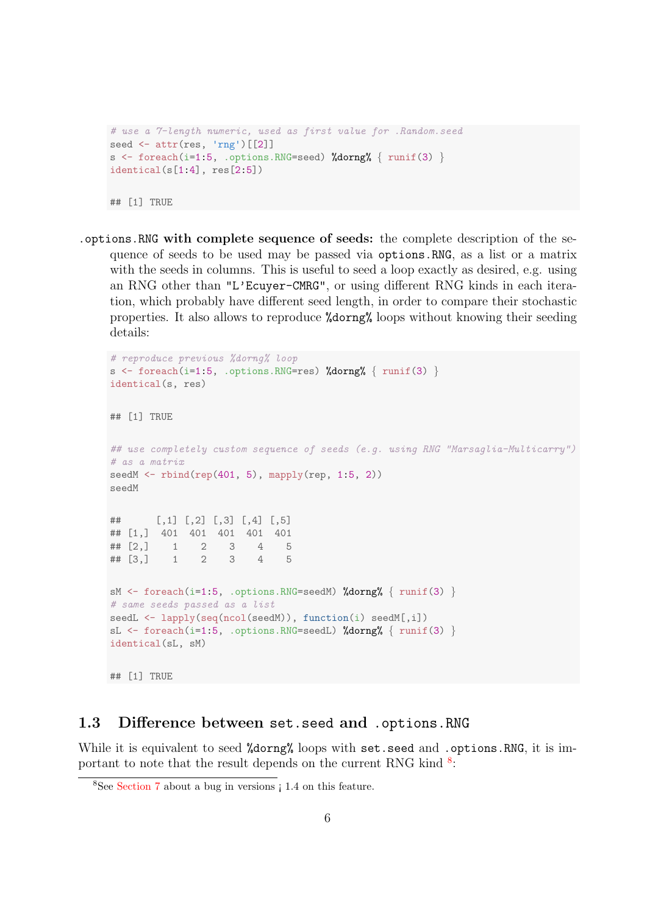```
# use a 7-length numeric, used as first value for .Random.seed
seed <- attr(res, 'rng')[[2]]
s <- foreach(i=1:5, .options.RNG=seed) %dorng% { runif(3) }
identical(s[1:4], res[2:5])

## [1] TRUE
```

**.options.RNG with complete sequence of seeds:** the complete description of the sequence of seeds to be used may be passed via `options.RNG`, as a list or a matrix with the seeds in columns. This is useful to seed a loop exactly as desired, e.g. using an RNG other than `"L'Ecuyer-CMRG"`, or using different RNG kinds in each iteration, which probably have different seed length, in order to compare their stochastic properties. It also allows to reproduce `%dorng%` loops without knowing their seeding details:

```
# reproduce previous %dorng% loop
s <- foreach(i=1:5, .options.RNG=res) %dorng% { runif(3) }
identical(s, res)

## [1] TRUE

## use completely custom sequence of seeds (e.g. using RNG "Marsaglia-Multicarry")
# as a matrix
seedM <- rbind(rep(401, 5), mapply(rep, 1:5, 2))
seedM

##      [,1] [,2] [,3] [,4] [,5]
## [1,]  401  401  401  401  401
## [2,]    1    2    3    4    5
## [3,]    1    2    3    4    5

sM <- foreach(i=1:5, .options.RNG=seedM) %dorng% { runif(3) }
# same seeds passed as a list
seedL <- lapply(seq(ncol(seedM)), function(i) seedM[,i])
sL <- foreach(i=1:5, .options.RNG=seedL) %dorng% { runif(3) }
identical(sL, sM)

## [1] TRUE
```

## 1.3 Difference between set.seed and .options.RNG

While it is equivalent to seed `%dorng%` loops with `set.seed` and `.options.RNG`, it is important to note that the result depends on the current RNG kind [8]:

[8] See Section 7 about a bug in versions < 1.4 on this feature.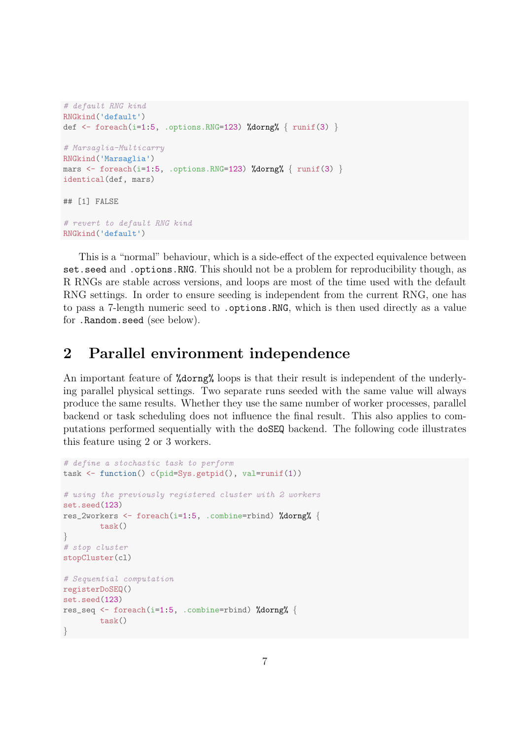```r
# default RNG kind
RNGkind('default')
def <- foreach(i=1:5, .options.RNG=123) %dorng% { runif(3) }

# Marsaglia-Multicarry
RNGkind('Marsaglia')
mars <- foreach(i=1:5, .options.RNG=123) %dorng% { runif(3) }
identical(def, mars)

## [1] FALSE

# revert to default RNG kind
RNGkind('default')
```

This is a "normal" behaviour, which is a side-effect of the expected equivalence between `set.seed` and `.options.RNG`. This should not be a problem for reproducibility though, as R RNGs are stable across versions, and loops are most of the time used with the default RNG settings. In order to ensure seeding is independent from the current RNG, one has to pass a 7-length numeric seed to `.options.RNG`, which is then used directly as a value for `.Random.seed` (see below).

## 2 Parallel environment independence

An important feature of `%dorng%` loops is that their result is independent of the underlying parallel physical settings. Two separate runs seeded with the same value will always produce the same results. Whether they use the same number of worker processes, parallel backend or task scheduling does not influence the final result. This also applies to computations performed sequentially with the `doSEQ` backend. The following code illustrates this feature using 2 or 3 workers.

```r
# define a stochastic task to perform
task <- function() c(pid=Sys.getpid(), val=runif(1))

# using the previously registered cluster with 2 workers
set.seed(123)
res_2workers <- foreach(i=1:5, .combine=rbind) %dorng% {
        task()
}
# stop cluster
stopCluster(cl)

# Sequential computation
registerDoSEQ()
set.seed(123)
res_seq <- foreach(i=1:5, .combine=rbind) %dorng% {
        task()
}
```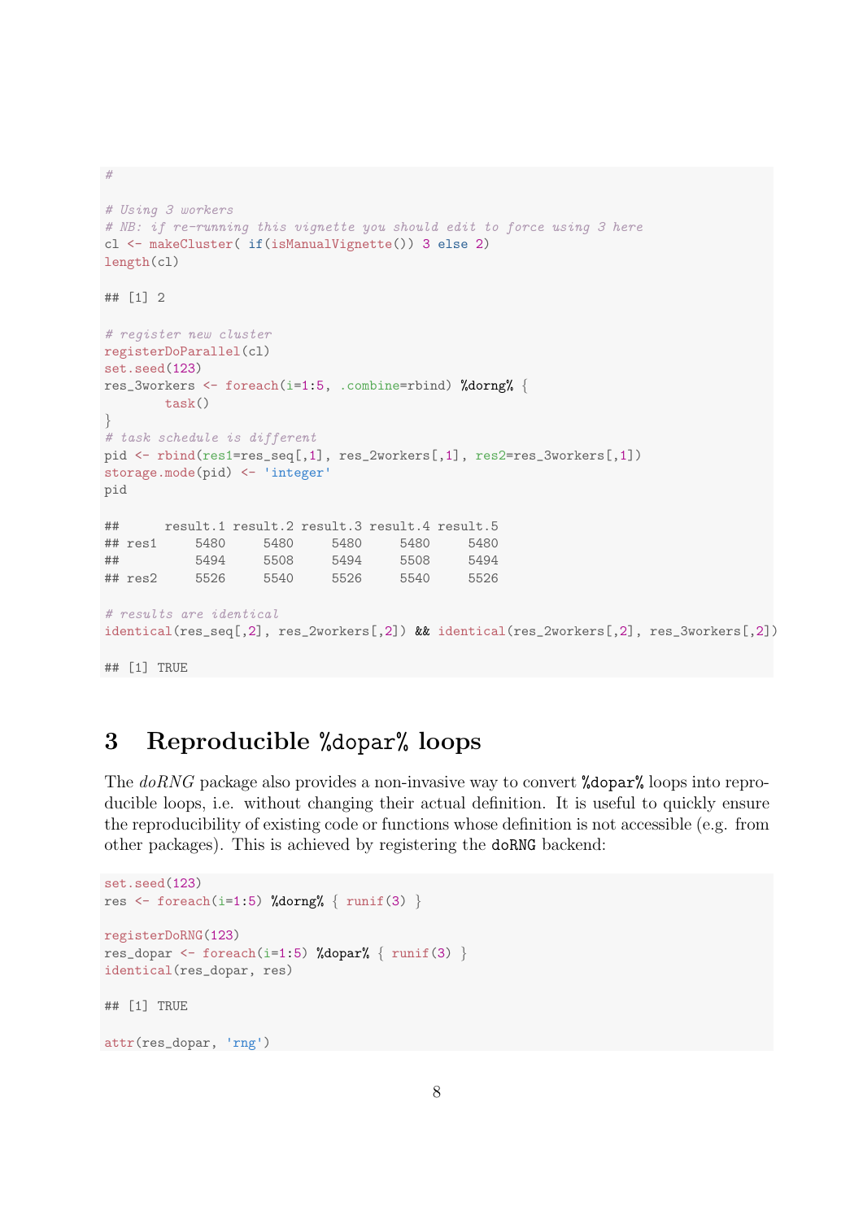```r
#

# Using 3 workers
# NB: if re-running this vignette you should edit to force using 3 here
cl <- makeCluster( if(isManualVignette()) 3 else 2)
length(cl)

## [1] 2

# register new cluster
registerDoParallel(cl)
set.seed(123)
res_3workers <- foreach(i=1:5, .combine=rbind) %dorng% {
        task()
}
# task schedule is different
pid <- rbind(res1=res_seq[,1], res_2workers[,1], res2=res_3workers[,1])
storage.mode(pid) <- 'integer'
pid

##      result.1 result.2 result.3 result.4 result.5
## res1     5480     5480     5480     5480     5480
##          5494     5508     5494     5508     5494
## res2     5526     5540     5526     5540     5526

# results are identical
identical(res_seq[,2], res_2workers[,2]) && identical(res_2workers[,2], res_3workers[,2])

## [1] TRUE
```

# 3 Reproducible %dopar% loops

The *doRNG* package also provides a non-invasive way to convert `%dopar%` loops into reproducible loops, i.e. without changing their actual definition. It is useful to quickly ensure the reproducibility of existing code or functions whose definition is not accessible (e.g. from other packages). This is achieved by registering the `doRNG` backend:

```r
set.seed(123)
res <- foreach(i=1:5) %dorng% { runif(3) }

registerDoRNG(123)
res_dopar <- foreach(i=1:5) %dopar% { runif(3) }
identical(res_dopar, res)

## [1] TRUE

attr(res_dopar, 'rng')
```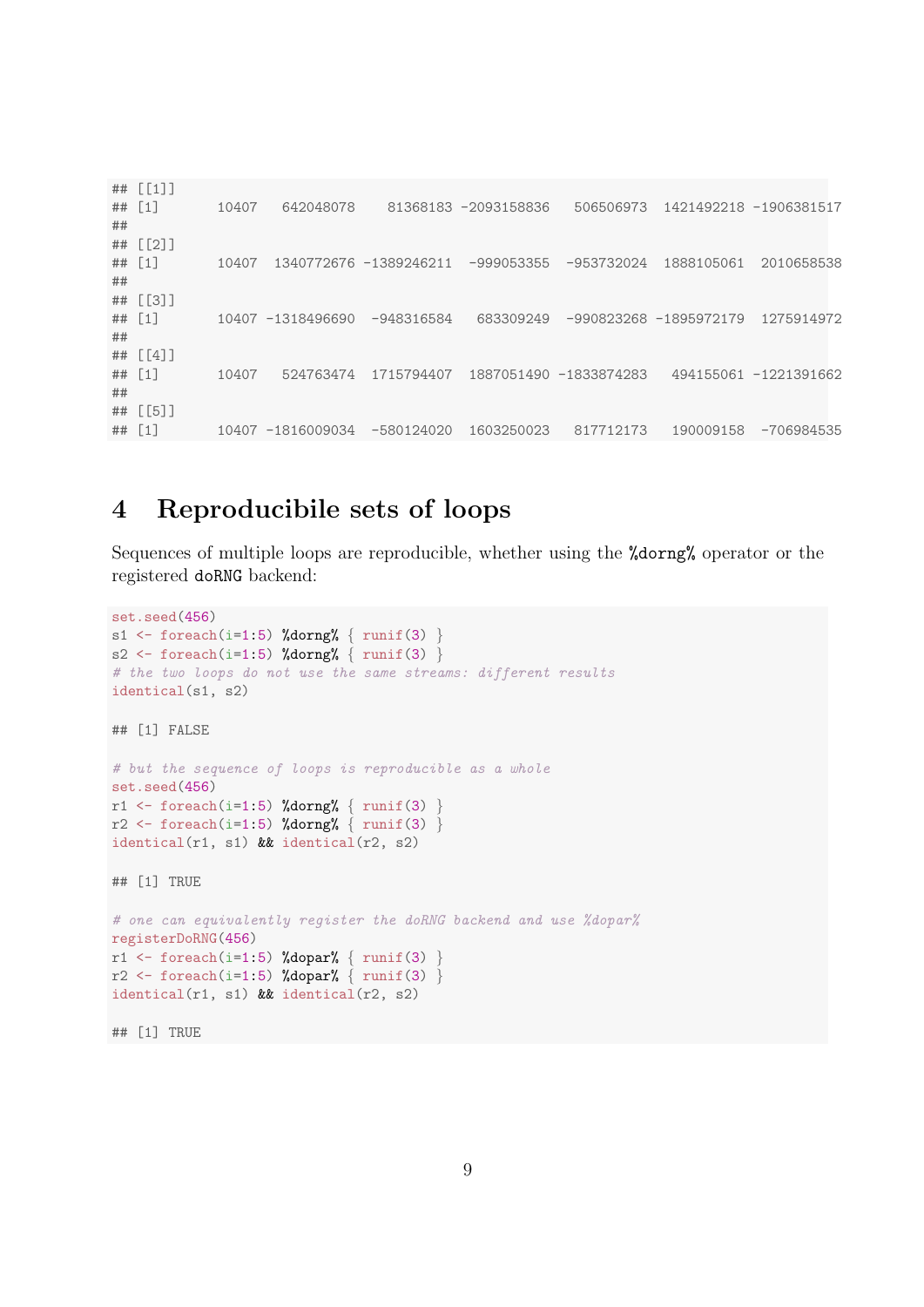```
## [[1]]
## [1]       10407   642048078    81368183 -2093158836   506506973  1421492218 -1906381517
##
## [[2]]
## [1]       10407  1340772676 -1389246211  -999053355  -953732024  1888105061  2010658538
##
## [[3]]
## [1]       10407 -1318496690  -948316584   683309249  -990823268 -1895972179  1275914972
##
## [[4]]
## [1]       10407   524763474  1715794407  1887051490 -1833874283   494155061 -1221391662
##
## [[5]]
## [1]       10407 -1816009034  -580124020  1603250023   817712173   190009158  -706984535
```

# 4 Reproducibile sets of loops

Sequences of multiple loops are reproducible, whether using the `%dorng%` operator or the registered `doRNG` backend:

```
set.seed(456)
s1 <- foreach(i=1:5) %dorng% { runif(3) }
s2 <- foreach(i=1:5) %dorng% { runif(3) }
# the two loops do not use the same streams: different results
identical(s1, s2)

## [1] FALSE

# but the sequence of loops is reproducible as a whole
set.seed(456)
r1 <- foreach(i=1:5) %dorng% { runif(3) }
r2 <- foreach(i=1:5) %dorng% { runif(3) }
identical(r1, s1) && identical(r2, s2)

## [1] TRUE

# one can equivalently register the doRNG backend and use %dopar%
registerDoRNG(456)
r1 <- foreach(i=1:5) %dopar% { runif(3) }
r2 <- foreach(i=1:5) %dopar% { runif(3) }
identical(r1, s1) && identical(r2, s2)

## [1] TRUE
```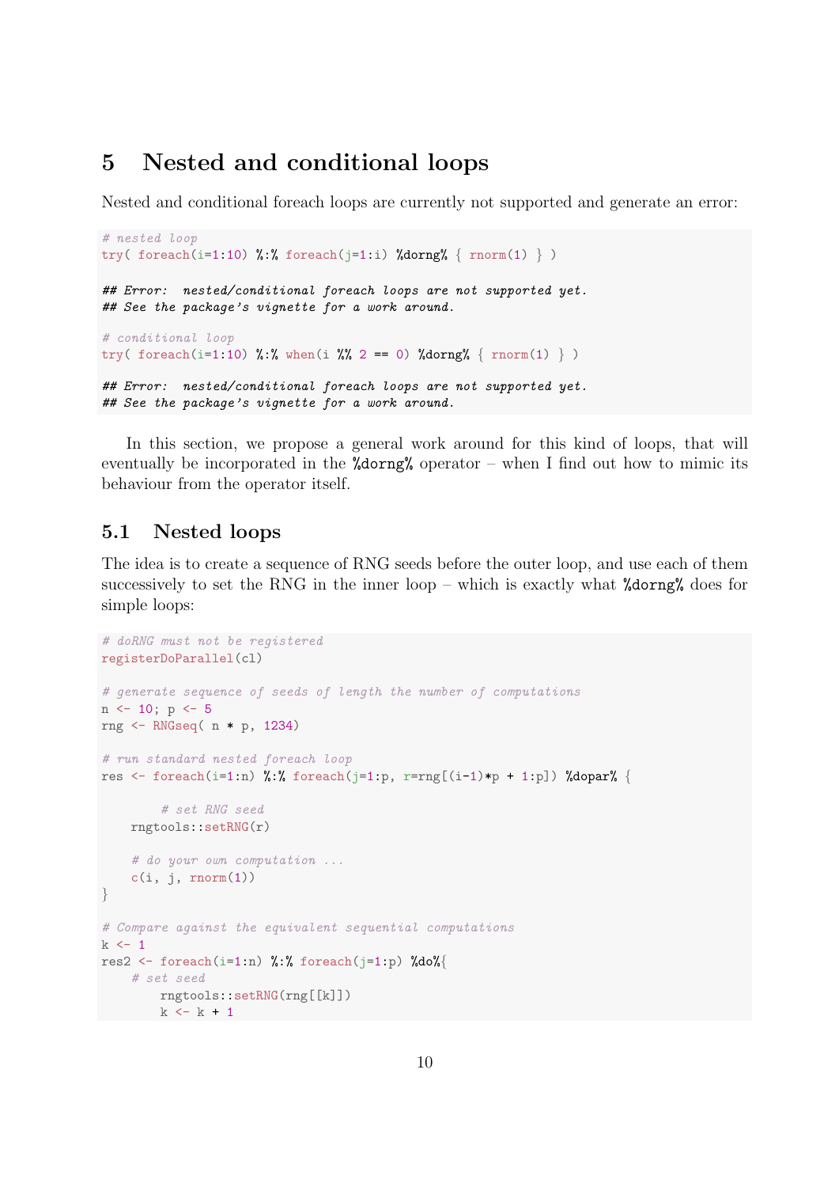# 5 Nested and conditional loops

Nested and conditional foreach loops are currently not supported and generate an error:

```
# nested loop
try( foreach(i=1:10) %:% foreach(j=1:i) %dorng% { rnorm(1) } )

## Error:  nested/conditional foreach loops are not supported yet.
## See the package's vignette for a work around.

# conditional loop
try( foreach(i=1:10) %:% when(i %% 2 == 0) %dorng% { rnorm(1) } )

## Error:  nested/conditional foreach loops are not supported yet.
## See the package's vignette for a work around.
```

In this section, we propose a general work around for this kind of loops, that will eventually be incorporated in the `%dorng%` operator – when I find out how to mimic its behaviour from the operator itself.

## 5.1 Nested loops

The idea is to create a sequence of RNG seeds before the outer loop, and use each of them successively to set the RNG in the inner loop – which is exactly what `%dorng%` does for simple loops:

```
# doRNG must not be registered
registerDoParallel(cl)

# generate sequence of seeds of length the number of computations
n <- 10; p <- 5
rng <- RNGseq( n * p, 1234)

# run standard nested foreach loop
res <- foreach(i=1:n) %:% foreach(j=1:p, r=rng[(i-1)*p + 1:p]) %dopar% {

        # set RNG seed
    rngtools::setRNG(r)

    # do your own computation ...
    c(i, j, rnorm(1))
}

# Compare against the equivalent sequential computations
k <- 1
res2 <- foreach(i=1:n) %:% foreach(j=1:p) %do%{
    # set seed
        rngtools::setRNG(rng[[k]])
        k <- k + 1
```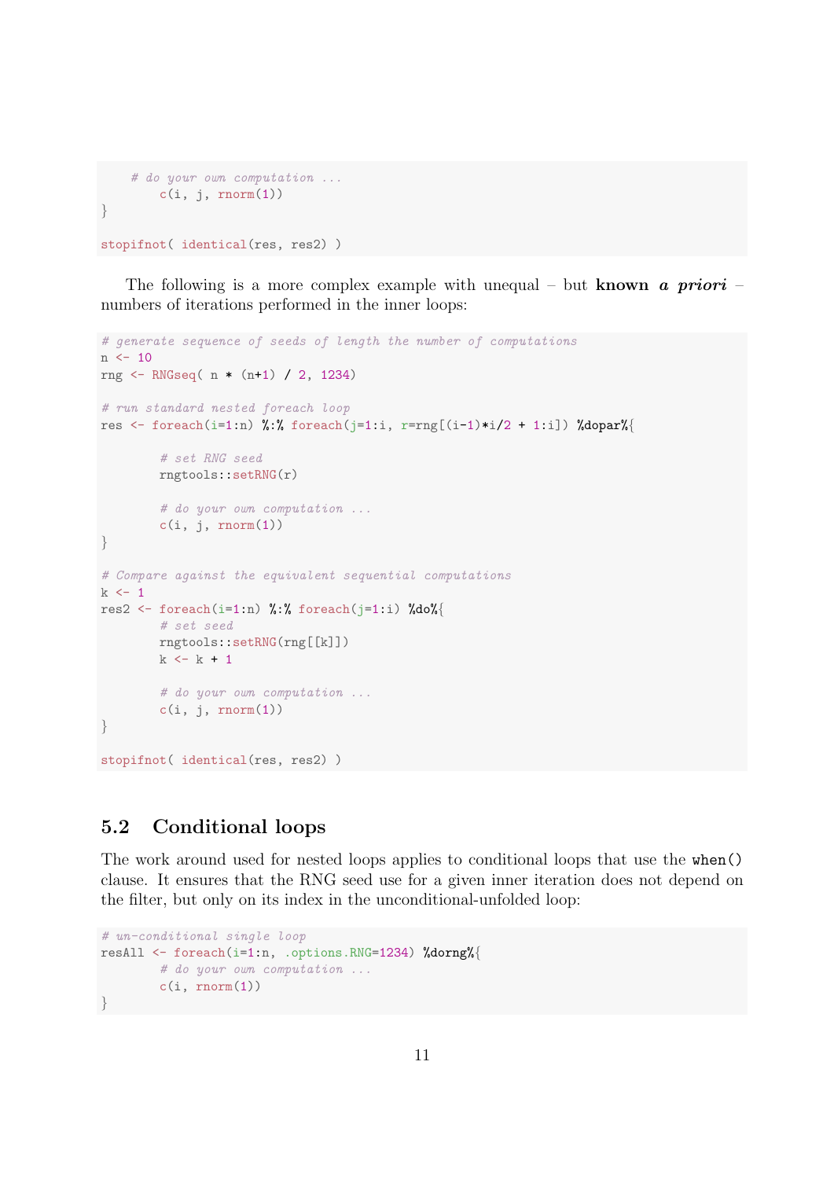```
    # do your own computation ...
        c(i, j, rnorm(1))
}

stopifnot( identical(res, res2) )
```

The following is a more complex example with unequal – but ***known a priori*** – numbers of iterations performed in the inner loops:

```
# generate sequence of seeds of length the number of computations
n <- 10
rng <- RNGseq( n * (n+1) / 2, 1234)

# run standard nested foreach loop
res <- foreach(i=1:n) %:% foreach(j=1:i, r=rng[(i-1)*i/2 + 1:i]) %dopar%{

        # set RNG seed
        rngtools::setRNG(r)

        # do your own computation ...
        c(i, j, rnorm(1))
}

# Compare against the equivalent sequential computations
k <- 1
res2 <- foreach(i=1:n) %:% foreach(j=1:i) %do%{
        # set seed
        rngtools::setRNG(rng[[k]])
        k <- k + 1

        # do your own computation ...
        c(i, j, rnorm(1))
}

stopifnot( identical(res, res2) )
```

## 5.2 Conditional loops

The work around used for nested loops applies to conditional loops that use the `when()` clause. It ensures that the RNG seed use for a given inner iteration does not depend on the filter, but only on its index in the unconditional-unfolded loop:

```
# un-conditional single loop
resAll <- foreach(i=1:n, .options.RNG=1234) %dorng%{
        # do your own computation ...
        c(i, rnorm(1))
}
```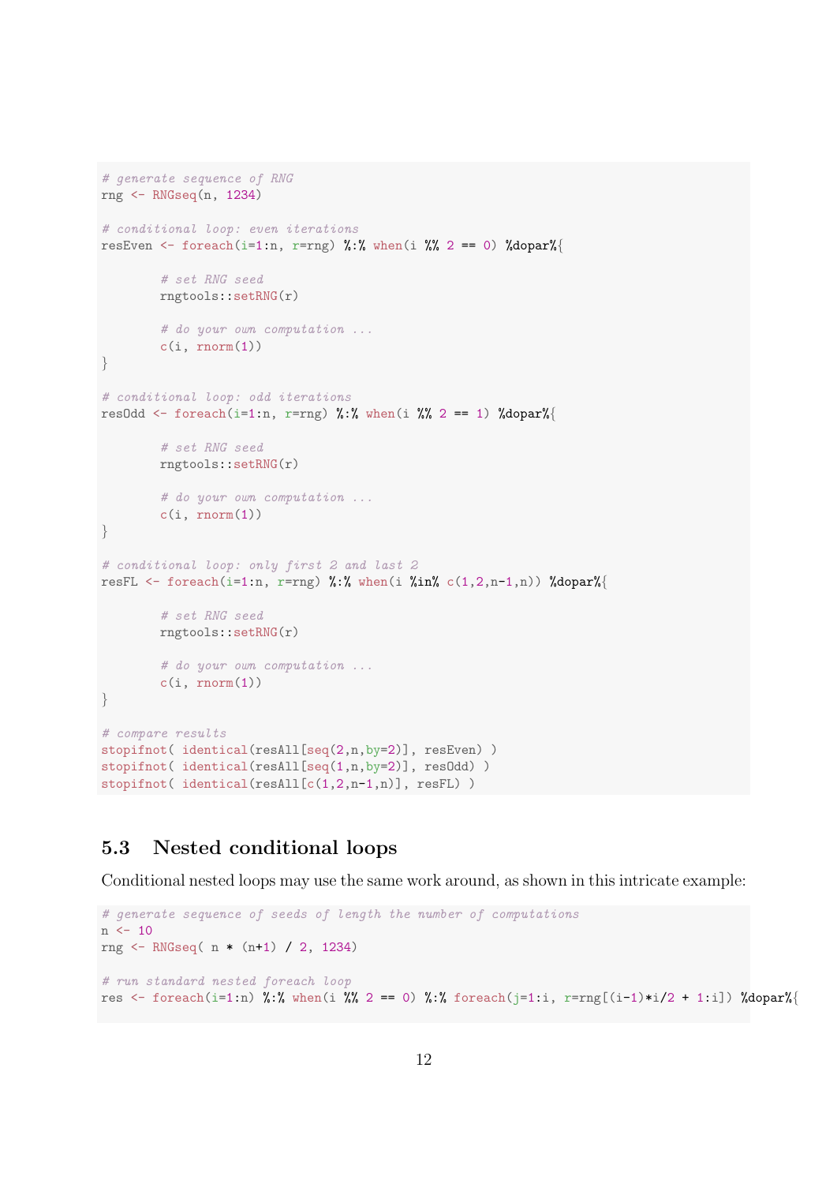```
# generate sequence of RNG
rng <- RNGseq(n, 1234)

# conditional loop: even iterations
resEven <- foreach(i=1:n, r=rng) %:% when(i %% 2 == 0) %dopar%{

        # set RNG seed
        rngtools::setRNG(r)

        # do your own computation ...
        c(i, rnorm(1))
}

# conditional loop: odd iterations
resOdd <- foreach(i=1:n, r=rng) %:% when(i %% 2 == 1) %dopar%{

        # set RNG seed
        rngtools::setRNG(r)

        # do your own computation ...
        c(i, rnorm(1))
}

# conditional loop: only first 2 and last 2
resFL <- foreach(i=1:n, r=rng) %:% when(i %in% c(1,2,n-1,n)) %dopar%{

        # set RNG seed
        rngtools::setRNG(r)

        # do your own computation ...
        c(i, rnorm(1))
}

# compare results
stopifnot( identical(resAll[seq(2,n,by=2)], resEven) )
stopifnot( identical(resAll[seq(1,n,by=2)], resOdd) )
stopifnot( identical(resAll[c(1,2,n-1,n)], resFL) )
```

### 5.3 Nested conditional loops

Conditional nested loops may use the same work around, as shown in this intricate example:

```
# generate sequence of seeds of length the number of computations
n <- 10
rng <- RNGseq( n * (n+1) / 2, 1234)

# run standard nested foreach loop
res <- foreach(i=1:n) %:% when(i %% 2 == 0) %:% foreach(j=1:i, r=rng[(i-1)*i/2 + 1:i]) %dopar%{
```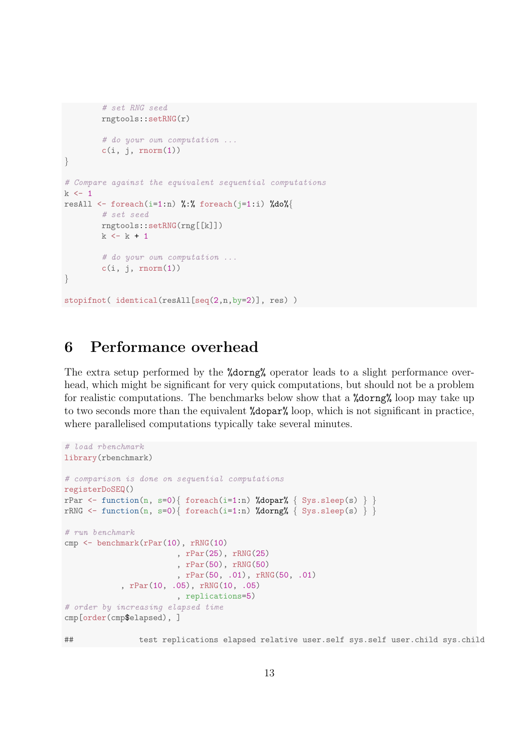```r
        # set RNG seed
        rngtools::setRNG(r)

        # do your own computation ...
        c(i, j, rnorm(1))
}

# Compare against the equivalent sequential computations
k <- 1
resAll <- foreach(i=1:n) %:% foreach(j=1:i) %do%{
        # set seed
        rngtools::setRNG(rng[[k]])
        k <- k + 1

        # do your own computation ...
        c(i, j, rnorm(1))
}

stopifnot( identical(resAll[seq(2,n,by=2)], res) )
```

## 6 Performance overhead

The extra setup performed by the `%dorng%` operator leads to a slight performance overhead, which might be significant for very quick computations, but should not be a problem for realistic computations. The benchmarks below show that a `%dorng%` loop may take up to two seconds more than the equivalent `%dopar%` loop, which is not significant in practice, where parallelised computations typically take several minutes.

```r
# load rbenchmark
library(rbenchmark)

# comparison is done on sequential computations
registerDoSEQ()
rPar <- function(n, s=0){ foreach(i=1:n) %dopar% { Sys.sleep(s) } }
rRNG <- function(n, s=0){ foreach(i=1:n) %dorng% { Sys.sleep(s) } }

# run benchmark
cmp <- benchmark(rPar(10), rRNG(10)
                       , rPar(25), rRNG(25)
                       , rPar(50), rRNG(50)
                       , rPar(50, .01), rRNG(50, .01)
            , rPar(10, .05), rRNG(10, .05)
                       , replications=5)
# order by increasing elapsed time
cmp[order(cmp$elapsed), ]

##             test replications elapsed relative user.self sys.self user.child sys.child
```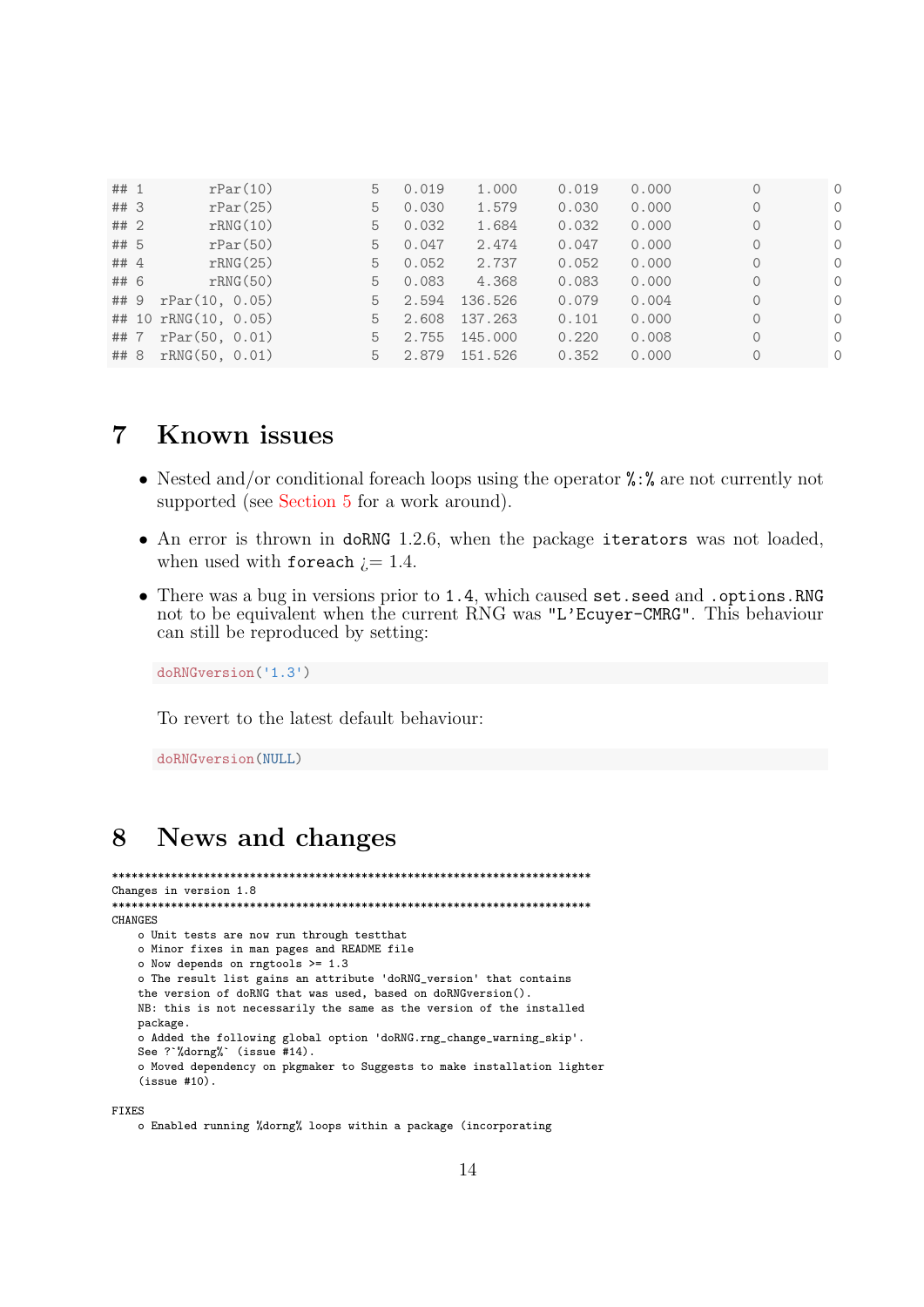```
## 1        rPar(10)       5   0.019    1.000     0.019   0.000          0          0
## 3        rPar(25)       5   0.030    1.579     0.030   0.000          0          0
## 2        rRNG(10)       5   0.032    1.684     0.032   0.000          0          0
## 5        rPar(50)       5   0.047    2.474     0.047   0.000          0          0
## 4        rRNG(25)       5   0.052    2.737     0.052   0.000          0          0
## 6        rRNG(50)       5   0.083    4.368     0.083   0.000          0          0
## 9  rPar(10, 0.05)       5   2.594  136.526     0.079   0.004          0          0
## 10 rRNG(10, 0.05)       5   2.608  137.263     0.101   0.000          0          0
## 7  rPar(50, 0.01)       5   2.755  145.000     0.220   0.008          0          0
## 8  rRNG(50, 0.01)       5   2.879  151.526     0.352   0.000          0          0
```

# 7 Known issues

- Nested and/or conditional foreach loops using the operator `%:%` are not currently not supported (see Section 5 for a work around).
- An error is thrown in `doRNG` 1.2.6, when the package `iterators` was not loaded, when used with `foreach` >= 1.4.
- There was a bug in versions prior to `1.4`, which caused `set.seed` and `.options.RNG` not to be equivalent when the current RNG was `"L'Ecuyer-CMRG"`. This behaviour can still be reproduced by setting:

  ```
  doRNGversion('1.3')
  ```

  To revert to the latest default behaviour:

  ```
  doRNGversion(NULL)
  ```

# 8 News and changes

```
****************************************************************************
Changes in version 1.8
****************************************************************************
CHANGES
    o Unit tests are now run through testthat
    o Minor fixes in man pages and README file
    o Now depends on rngtools >= 1.3
    o The result list gains an attribute 'doRNG_version' that contains
    the version of doRNG that was used, based on doRNGversion().
    NB: this is not necessarily the same as the version of the installed
    package.
    o Added the following global option 'doRNG.rng_change_warning_skip'.
    See ?`%dorng%` (issue #14).
    o Moved dependency on pkgmaker to Suggests to make installation lighter
    (issue #10).

FIXES
    o Enabled running %dorng% loops within a package (incorporating
```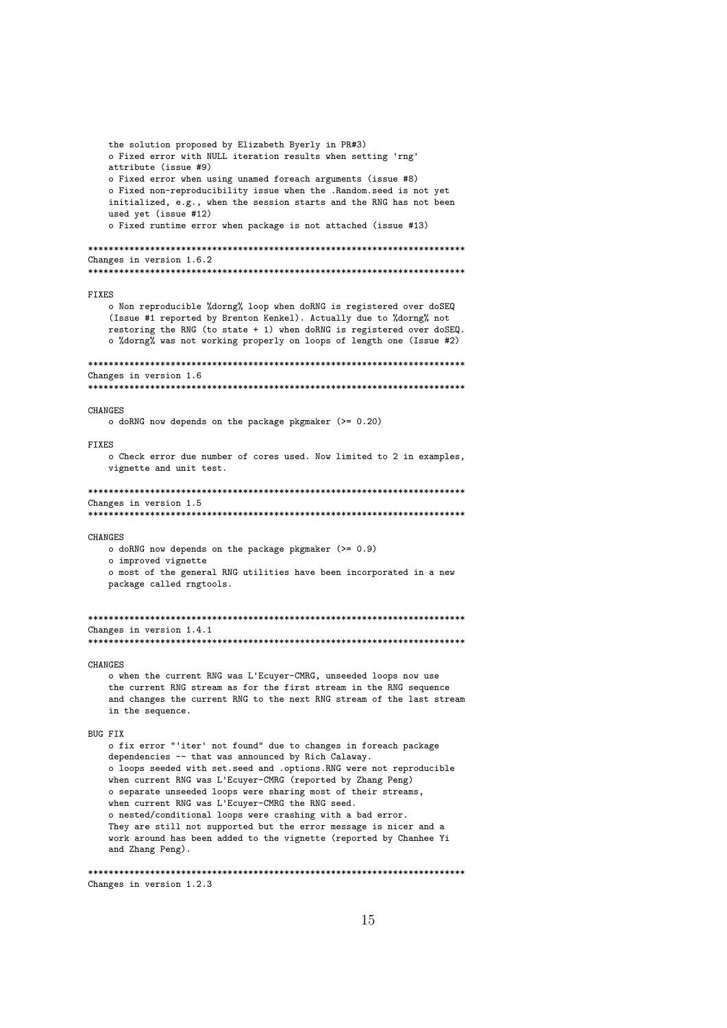the solution proposed by Elizabeth Byerly in PR#3)
o Fixed error with NULL iteration results when setting 'rng' attribute (issue #9)
o Fixed error when using unamed foreach arguments (issue #8)
o Fixed non-reproducibility issue when the .Random.seed is not yet initialized, e.g., when the session starts and the RNG has not been used yet (issue #12)
o Fixed runtime error when package is not attached (issue #13)

```
*************************************************************************
Changes in version 1.6.2
*************************************************************************
```

FIXES

o Non reproducible %dorng% loop when doRNG is registered over doSEQ (Issue #1 reported by Brenton Kenkel). Actually due to %dorng% not restoring the RNG (to state + 1) when doRNG is registered over doSEQ.
o %dorng% was not working properly on loops of length one (Issue #2)

```
*************************************************************************
Changes in version 1.6
*************************************************************************
```

CHANGES

o doRNG now depends on the package pkgmaker (>= 0.20)

FIXES

o Check error due number of cores used. Now limited to 2 in examples, vignette and unit test.

```
*************************************************************************
Changes in version 1.5
*************************************************************************
```

CHANGES

o doRNG now depends on the package pkgmaker (>= 0.9)
o improved vignette
o most of the general RNG utilities have been incorporated in a new package called rngtools.

```
*************************************************************************
Changes in version 1.4.1
*************************************************************************
```

CHANGES

o when the current RNG was L'Ecuyer-CMRG, unseeded loops now use the current RNG stream as for the first stream in the RNG sequence and changes the current RNG to the next RNG stream of the last stream in the sequence.

BUG FIX

o fix error "'iter' not found" due to changes in foreach package dependencies -- that was announced by Rich Calaway.
o loops seeded with set.seed and .options.RNG were not reproducible when current RNG was L'Ecuyer-CMRG (reported by Zhang Peng)
o separate unseeded loops were sharing most of their streams, when current RNG was L'Ecuyer-CMRG the RNG seed.
o nested/conditional loops were crashing with a bad error. They are still not supported but the error message is nicer and a work around has been added to the vignette (reported by Chanhee Yi and Zhang Peng).

```
*************************************************************************
Changes in version 1.2.3
```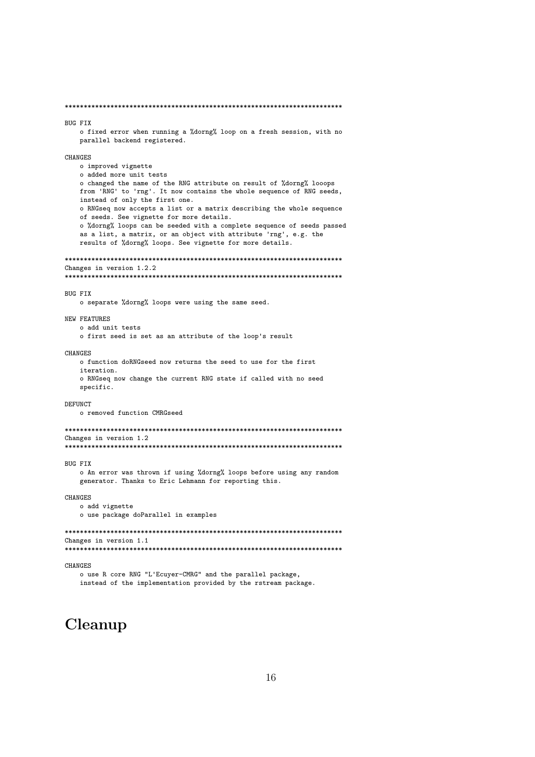```
*************************************************************************

BUG FIX
    o fixed error when running a %dorng% loop on a fresh session, with no
    parallel backend registered.

CHANGES
    o improved vignette
    o added more unit tests
    o changed the name of the RNG attribute on result of %dorng% looops
    from 'RNG' to 'rng'. It now contains the whole sequence of RNG seeds,
    instead of only the first one.
    o RNGseq now accepts a list or a matrix describing the whole sequence
    of seeds. See vignette for more details.
    o %dorng% loops can be seeded with a complete sequence of seeds passed
    as a list, a matrix, or an object with attribute 'rng', e.g. the
    results of %dorng% loops. See vignette for more details.

*************************************************************************
Changes in version 1.2.2
*************************************************************************

BUG FIX
    o separate %dorng% loops were using the same seed.

NEW FEATURES
    o add unit tests
    o first seed is set as an attribute of the loop's result

CHANGES
    o function doRNGseed now returns the seed to use for the first
    iteration.
    o RNGseq now change the current RNG state if called with no seed
    specific.

DEFUNCT
    o removed function CMRGseed

*************************************************************************
Changes in version 1.2
*************************************************************************

BUG FIX
    o An error was thrown if using %dorng% loops before using any random
    generator. Thanks to Eric Lehmann for reporting this.

CHANGES
    o add vignette
    o use package doParallel in examples

*************************************************************************
Changes in version 1.1
*************************************************************************

CHANGES
    o use R core RNG "L'Ecuyer-CMRG" and the parallel package,
    instead of the implementation provided by the rstream package.
```

# Cleanup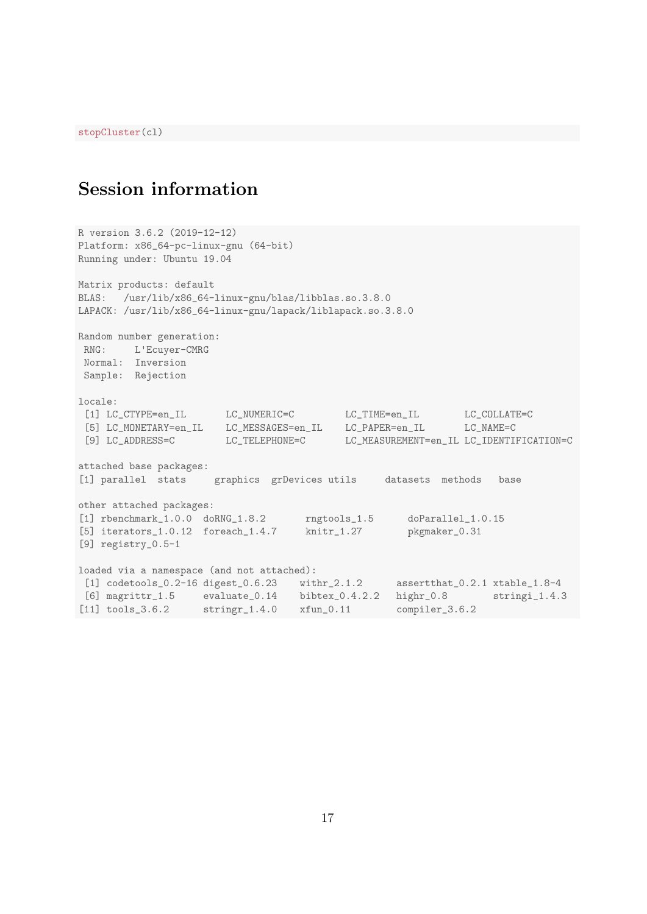```
stopCluster(cl)
```

## Session information

```
R version 3.6.2 (2019-12-12)
Platform: x86_64-pc-linux-gnu (64-bit)
Running under: Ubuntu 19.04

Matrix products: default
BLAS:   /usr/lib/x86_64-linux-gnu/blas/libblas.so.3.8.0
LAPACK: /usr/lib/x86_64-linux-gnu/lapack/liblapack.so.3.8.0

Random number generation:
 RNG:     L'Ecuyer-CMRG
 Normal:  Inversion
 Sample:  Rejection

locale:
 [1] LC_CTYPE=en_IL       LC_NUMERIC=C         LC_TIME=en_IL        LC_COLLATE=C
 [5] LC_MONETARY=en_IL    LC_MESSAGES=en_IL    LC_PAPER=en_IL       LC_NAME=C
 [9] LC_ADDRESS=C         LC_TELEPHONE=C       LC_MEASUREMENT=en_IL LC_IDENTIFICATION=C

attached base packages:
[1] parallel  stats     graphics  grDevices utils     datasets  methods   base

other attached packages:
[1] rbenchmark_1.0.0  doRNG_1.8.2       rngtools_1.5      doParallel_1.0.15
[5] iterators_1.0.12  foreach_1.4.7     knitr_1.27        pkgmaker_0.31
[9] registry_0.5-1

loaded via a namespace (and not attached):
 [1] codetools_0.2-16 digest_0.6.23    withr_2.1.2      assertthat_0.2.1 xtable_1.8-4
 [6] magrittr_1.5     evaluate_0.14    bibtex_0.4.2.2   highr_0.8        stringi_1.4.3
[11] tools_3.6.2      stringr_1.4.0    xfun_0.11        compiler_3.6.2
```